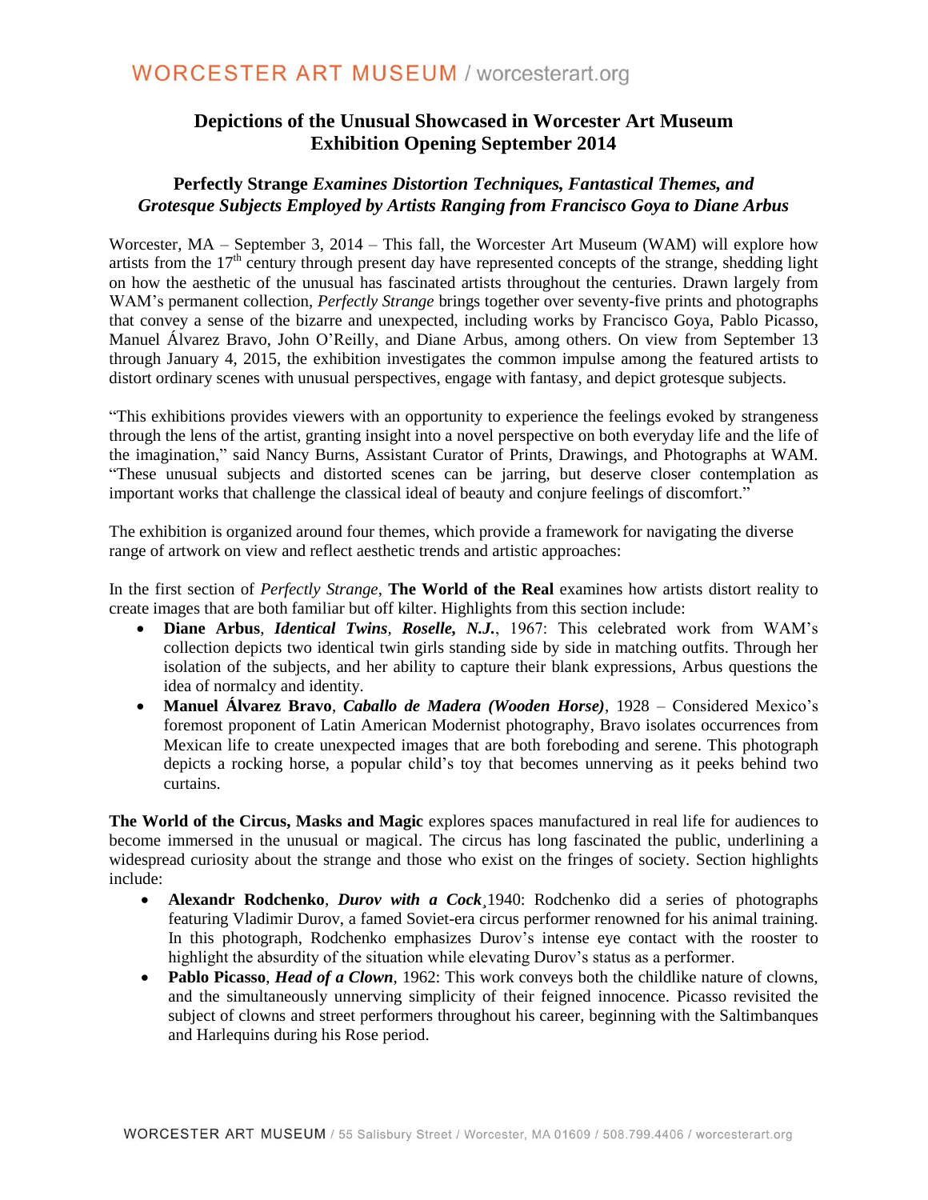# Depictions of the Unusual Showcased in Worcester Art Museum Exhibition Opening September 2014

## Perfectly Strange *Examines Distortion Techniques, Fantastical Themes, and Grotesque Subjects Employed by Artists Ranging from Francisco Goya to Diane Arbus*

Worcester, MA – September 3, 2014 – This fall, the Worcester Art Museum (WAM) will explore how artists from the 17th century through present day have represented concepts of the strange, shedding light on how the aesthetic of the unusual has fascinated artists throughout the centuries. Drawn largely from WAM's permanent collection, *Perfectly Strange* brings together over seventy-five prints and photographs that convey a sense of the bizarre and unexpected, including works by Francisco Goya, Pablo Picasso, Manuel Álvarez Bravo, John O'Reilly, and Diane Arbus, among others. On view from September 13 through January 4, 2015, the exhibition investigates the common impulse among the featured artists to distort ordinary scenes with unusual perspectives, engage with fantasy, and depict grotesque subjects.

"This exhibitions provides viewers with an opportunity to experience the feelings evoked by strangeness through the lens of the artist, granting insight into a novel perspective on both everyday life and the life of the imagination," said Nancy Burns, Assistant Curator of Prints, Drawings, and Photographs at WAM. "These unusual subjects and distorted scenes can be jarring, but deserve closer contemplation as important works that challenge the classical ideal of beauty and conjure feelings of discomfort."

The exhibition is organized around four themes, which provide a framework for navigating the diverse range of artwork on view and reflect aesthetic trends and artistic approaches:

In the first section of *Perfectly Strange*, **The World of the Real** examines how artists distort reality to create images that are both familiar but off kilter. Highlights from this section include:

- **Diane Arbus**, ***Identical Twins, Roselle, N.J.***, 1967: This celebrated work from WAM's collection depicts two identical twin girls standing side by side in matching outfits. Through her isolation of the subjects, and her ability to capture their blank expressions, Arbus questions the idea of normalcy and identity.
- **Manuel Álvarez Bravo**, ***Caballo de Madera (Wooden Horse)***, 1928 – Considered Mexico's foremost proponent of Latin American Modernist photography, Bravo isolates occurrences from Mexican life to create unexpected images that are both foreboding and serene. This photograph depicts a rocking horse, a popular child's toy that becomes unnerving as it peeks behind two curtains.

**The World of the Circus, Masks and Magic** explores spaces manufactured in real life for audiences to become immersed in the unusual or magical. The circus has long fascinated the public, underlining a widespread curiosity about the strange and those who exist on the fringes of society. Section highlights include:

- **Alexandr Rodchenko**, ***Durov with a Cock***¸1940: Rodchenko did a series of photographs featuring Vladimir Durov, a famed Soviet-era circus performer renowned for his animal training. In this photograph, Rodchenko emphasizes Durov's intense eye contact with the rooster to highlight the absurdity of the situation while elevating Durov's status as a performer.
- **Pablo Picasso**, ***Head of a Clown***, 1962: This work conveys both the childlike nature of clowns, and the simultaneously unnerving simplicity of their feigned innocence. Picasso revisited the subject of clowns and street performers throughout his career, beginning with the Saltimbanques and Harlequins during his Rose period.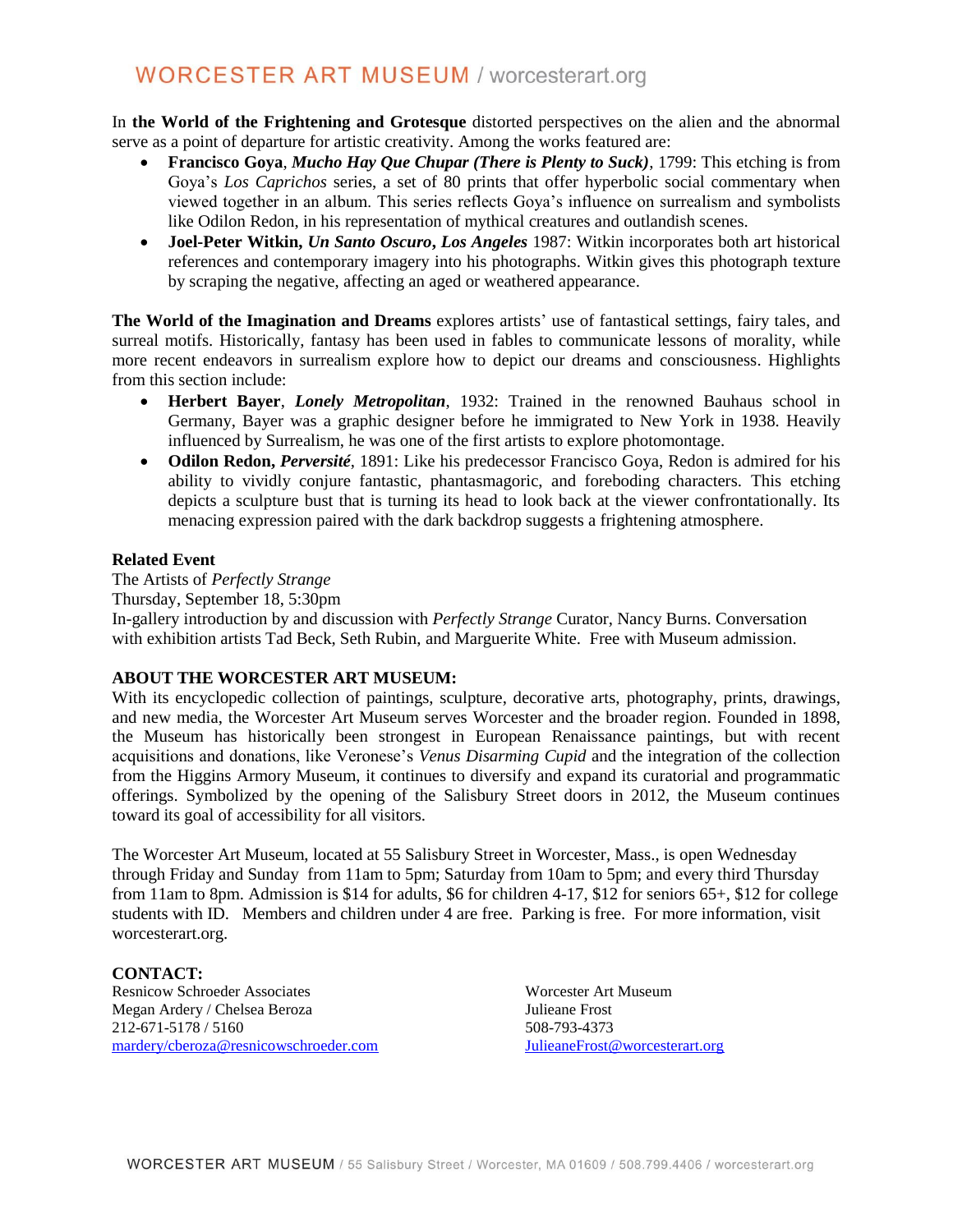In **the World of the Frightening and Grotesque** distorted perspectives on the alien and the abnormal serve as a point of departure for artistic creativity. Among the works featured are:

- **Francisco Goya**, ***Mucho Hay Que Chupar (There is Plenty to Suck)***, 1799: This etching is from Goya's *Los Caprichos* series, a set of 80 prints that offer hyperbolic social commentary when viewed together in an album. This series reflects Goya's influence on surrealism and symbolists like Odilon Redon, in his representation of mythical creatures and outlandish scenes.
- **Joel-Peter Witkin, *Un Santo Oscuro*, *Los Angeles*** 1987: Witkin incorporates both art historical references and contemporary imagery into his photographs. Witkin gives this photograph texture by scraping the negative, affecting an aged or weathered appearance.

**The World of the Imagination and Dreams** explores artists' use of fantastical settings, fairy tales, and surreal motifs. Historically, fantasy has been used in fables to communicate lessons of morality, while more recent endeavors in surrealism explore how to depict our dreams and consciousness. Highlights from this section include:

- **Herbert Bayer**, ***Lonely Metropolitan***, 1932: Trained in the renowned Bauhaus school in Germany, Bayer was a graphic designer before he immigrated to New York in 1938. Heavily influenced by Surrealism, he was one of the first artists to explore photomontage.
- **Odilon Redon, *Perversité***, 1891: Like his predecessor Francisco Goya, Redon is admired for his ability to vividly conjure fantastic, phantasmagoric, and foreboding characters. This etching depicts a sculpture bust that is turning its head to look back at the viewer confrontationally. Its menacing expression paired with the dark backdrop suggests a frightening atmosphere.

**Related Event**

The Artists of *Perfectly Strange*
Thursday, September 18, 5:30pm
In-gallery introduction by and discussion with *Perfectly Strange* Curator, Nancy Burns. Conversation with exhibition artists Tad Beck, Seth Rubin, and Marguerite White. Free with Museum admission.

**ABOUT THE WORCESTER ART MUSEUM:**

With its encyclopedic collection of paintings, sculpture, decorative arts, photography, prints, drawings, and new media, the Worcester Art Museum serves Worcester and the broader region. Founded in 1898, the Museum has historically been strongest in European Renaissance paintings, but with recent acquisitions and donations, like Veronese's *Venus Disarming Cupid* and the integration of the collection from the Higgins Armory Museum, it continues to diversify and expand its curatorial and programmatic offerings. Symbolized by the opening of the Salisbury Street doors in 2012, the Museum continues toward its goal of accessibility for all visitors.

The Worcester Art Museum, located at 55 Salisbury Street in Worcester, Mass., is open Wednesday through Friday and Sunday from 11am to 5pm; Saturday from 10am to 5pm; and every third Thursday from 11am to 8pm. Admission is $14 for adults, $6 for children 4-17, $12 for seniors 65+, $12 for college students with ID. Members and children under 4 are free. Parking is free. For more information, visit worcesterart.org.

**CONTACT:**

Resnicow Schroeder Associates
Megan Ardery / Chelsea Beroza
212-671-5178 / 5160
mardery/cberoza@resnicowschroeder.com

Worcester Art Museum
Julieane Frost
508-793-4373
JulieaneFrost@worcesterart.org